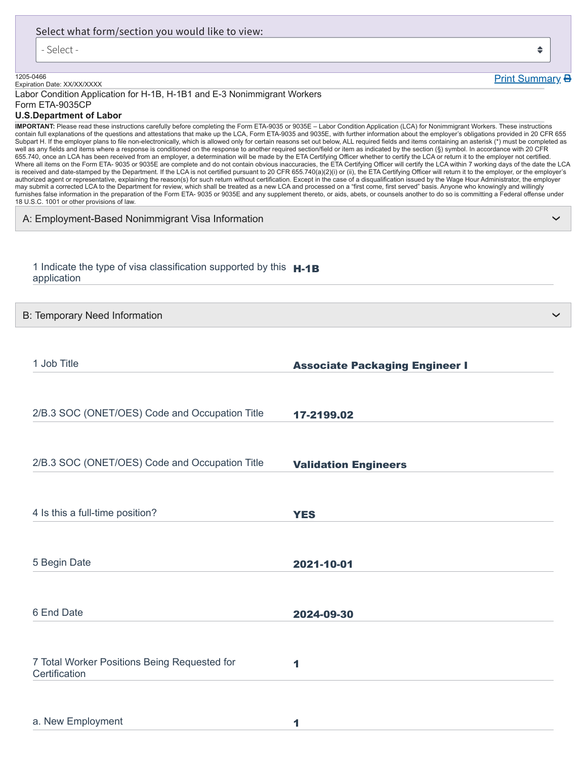Select what form/section you would like to view:

- Select -

1205-0466
Expiration Date: XX/XX/XXXX

Print Summary

Labor Condition Application for H-1B, H-1B1 and E-3 Nonimmigrant Workers
Form ETA-9035CP
**U.S.Department of Labor**

**IMPORTANT:** Please read these instructions carefully before completing the Form ETA-9035 or 9035E – Labor Condition Application (LCA) for Nonimmigrant Workers. These instructions contain full explanations of the questions and attestations that make up the LCA, Form ETA-9035 and 9035E, with further information about the employer's obligations provided in 20 CFR 655 Subpart H. If the employer plans to file non-electronically, which is allowed only for certain reasons set out below, ALL required fields and items containing an asterisk (*) must be completed as well as any fields and items where a response is conditioned on the response to another required section/field or item as indicated by the section (§) symbol. In accordance with 20 CFR 655.740, once an LCA has been received from an employer, a determination will be made by the ETA Certifying Officer whether to certify the LCA or return it to the employer not certified. Where all items on the Form ETA- 9035 or 9035E are complete and do not contain obvious inaccuracies, the ETA Certifying Officer will certify the LCA within 7 working days of the date the LCA is received and date-stamped by the Department. If the LCA is not certified pursuant to 20 CFR 655.740(a)(2)(i) or (ii), the ETA Certifying Officer will return it to the employer, or the employer's authorized agent or representative, explaining the reason(s) for such return without certification. Except in the case of a disqualification issued by the Wage Hour Administrator, the employer may submit a corrected LCA to the Department for review, which shall be treated as a new LCA and processed on a "first come, first served" basis. Anyone who knowingly and willingly furnishes false information in the preparation of the Form ETA- 9035 or 9035E and any supplement thereto, or aids, abets, or counsels another to do so is committing a Federal offense under 18 U.S.C. 1001 or other provisions of law.

## A: Employment-Based Nonimmigrant Visa Information

| | |
|---|---|
| 1 Indicate the type of visa classification supported by this application | **H-1B** |

## B: Temporary Need Information

| | |
|---|---|
| 1 Job Title | **Associate Packaging Engineer I** |
| 2/B.3 SOC (ONET/OES) Code and Occupation Title | **17-2199.02** |
| 2/B.3 SOC (ONET/OES) Code and Occupation Title | **Validation Engineers** |
| 4 Is this a full-time position? | **YES** |
| 5 Begin Date | **2021-10-01** |
| 6 End Date | **2024-09-30** |
| 7 Total Worker Positions Being Requested for Certification | **1** |
| a. New Employment | **1** |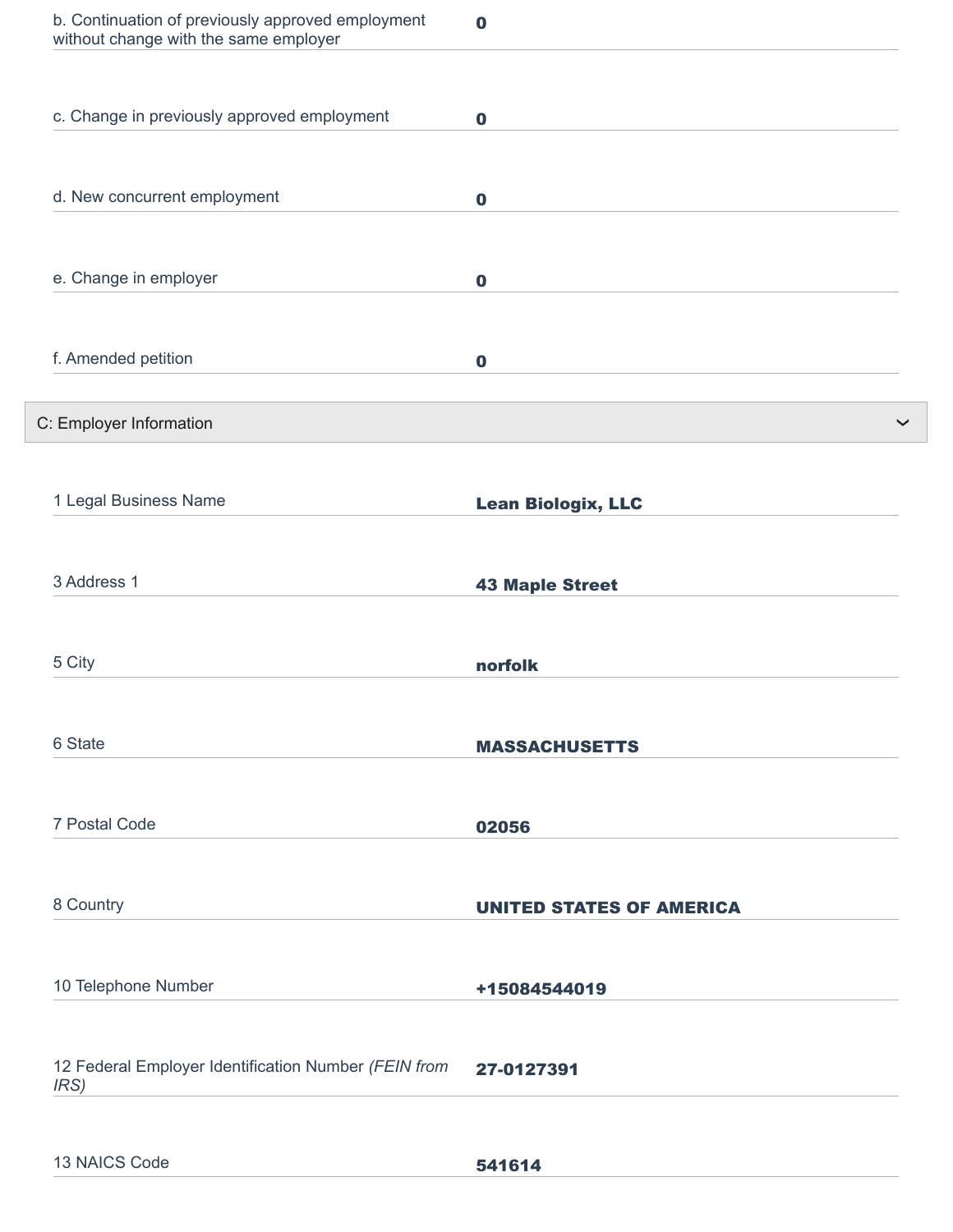| | |
|---|---|
| b. Continuation of previously approved employment without change with the same employer | **0** |
| c. Change in previously approved employment | **0** |
| d. New concurrent employment | **0** |
| e. Change in employer | **0** |
| f. Amended petition | **0** |

## C: Employer Information

| | |
|---|---|
| 1 Legal Business Name | **Lean Biologix, LLC** |
| 3 Address 1 | **43 Maple Street** |
| 5 City | **norfolk** |
| 6 State | **MASSACHUSETTS** |
| 7 Postal Code | **02056** |
| 8 Country | **UNITED STATES OF AMERICA** |
| 10 Telephone Number | **+15084544019** |
| 12 Federal Employer Identification Number *(FEIN from IRS)* | **27-0127391** |
| 13 NAICS Code | **541614** |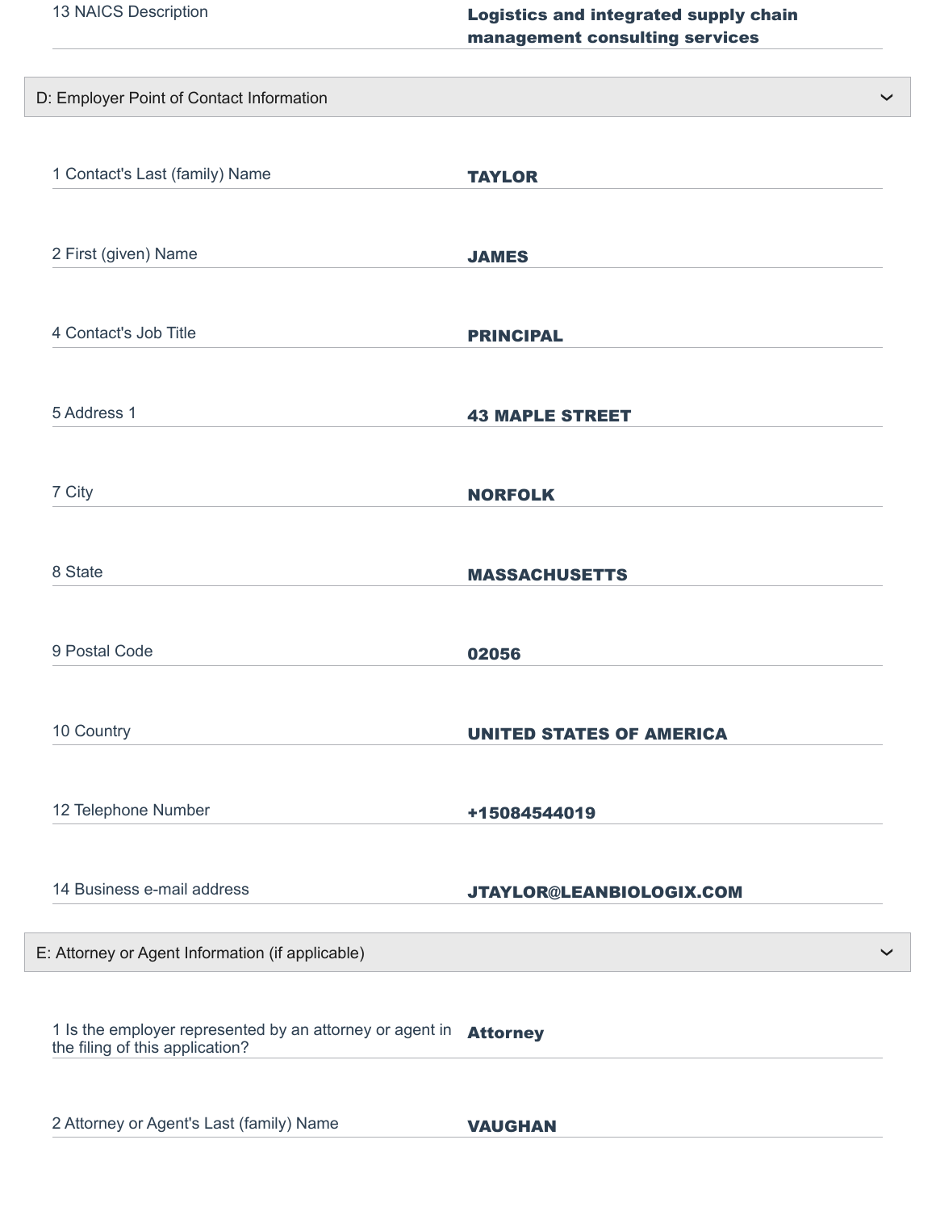| 13 NAICS Description | **Logistics and integrated supply chain management consulting services** |
| --- | --- |

## D: Employer Point of Contact Information

| | |
| --- | --- |
| 1 Contact's Last (family) Name | **TAYLOR** |
| 2 First (given) Name | **JAMES** |
| 4 Contact's Job Title | **PRINCIPAL** |
| 5 Address 1 | **43 MAPLE STREET** |
| 7 City | **NORFOLK** |
| 8 State | **MASSACHUSETTS** |
| 9 Postal Code | **02056** |
| 10 Country | **UNITED STATES OF AMERICA** |
| 12 Telephone Number | **+15084544019** |
| 14 Business e-mail address | **JTAYLOR@LEANBIOLOGIX.COM** |

## E: Attorney or Agent Information (if applicable)

| | |
| --- | --- |
| 1 Is the employer represented by an attorney or agent in the filing of this application? | **Attorney** |
| 2 Attorney or Agent's Last (family) Name | **VAUGHAN** |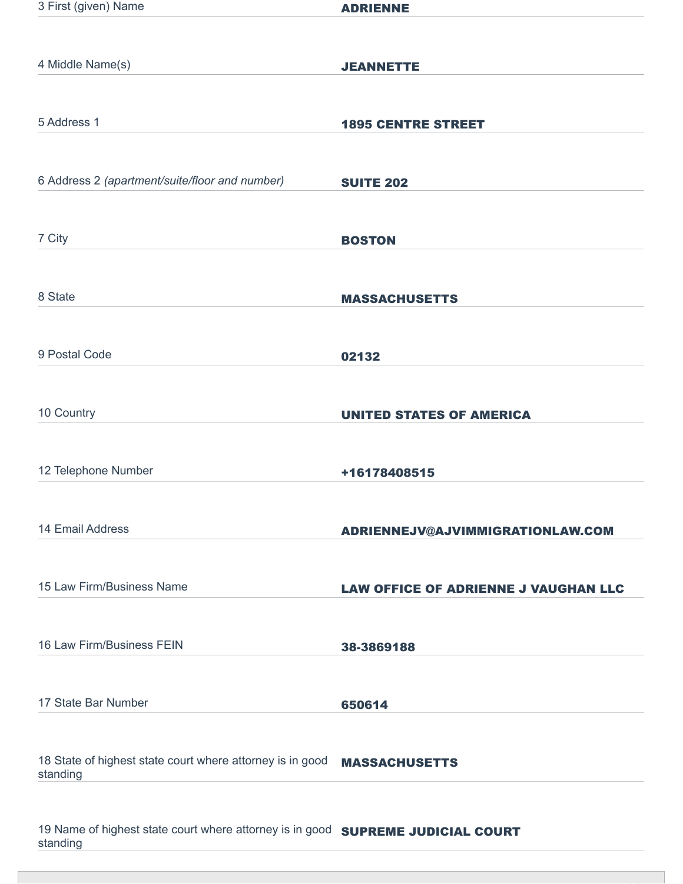| Field | Value |
| --- | --- |
| 3 First (given) Name | **ADRIENNE** |
| 4 Middle Name(s) | **JEANNETTE** |
| 5 Address 1 | **1895 CENTRE STREET** |
| 6 Address 2 *(apartment/suite/floor and number)* | **SUITE 202** |
| 7 City | **BOSTON** |
| 8 State | **MASSACHUSETTS** |
| 9 Postal Code | **02132** |
| 10 Country | **UNITED STATES OF AMERICA** |
| 12 Telephone Number | **+16178408515** |
| 14 Email Address | **ADRIENNEJV@AJVIMMIGRATIONLAW.COM** |
| 15 Law Firm/Business Name | **LAW OFFICE OF ADRIENNE J VAUGHAN LLC** |
| 16 Law Firm/Business FEIN | **38-3869188** |
| 17 State Bar Number | **650614** |
| 18 State of highest state court where attorney is in good standing | **MASSACHUSETTS** |
| 19 Name of highest state court where attorney is in good standing | **SUPREME JUDICIAL COURT** |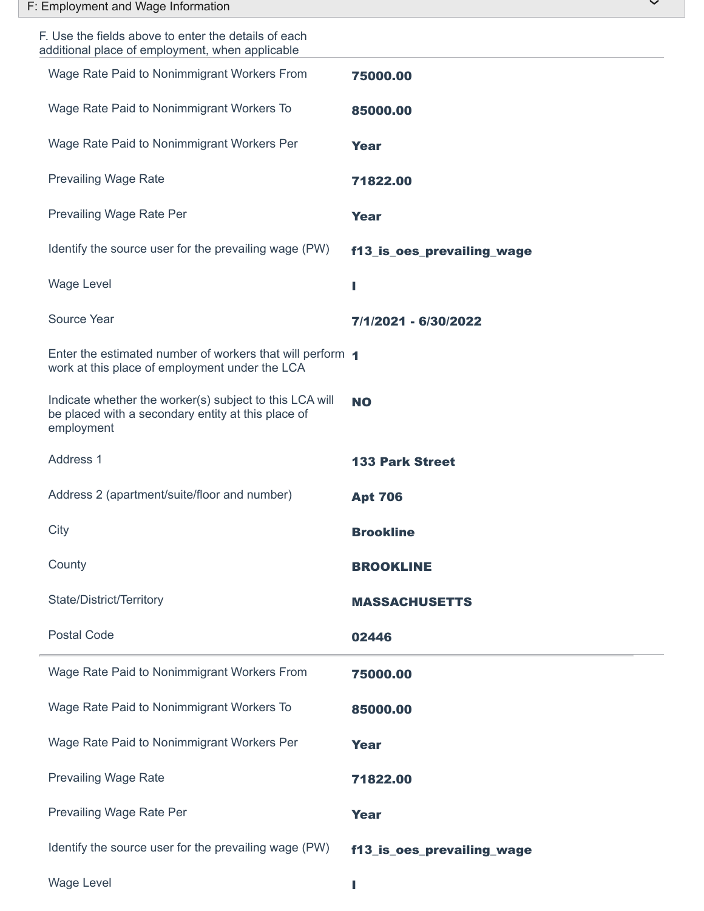## F: Employment and Wage Information

F. Use the fields above to enter the details of each additional place of employment, when applicable

| | |
|---|---|
| Wage Rate Paid to Nonimmigrant Workers From | **75000.00** |
| Wage Rate Paid to Nonimmigrant Workers To | **85000.00** |
| Wage Rate Paid to Nonimmigrant Workers Per | **Year** |
| Prevailing Wage Rate | **71822.00** |
| Prevailing Wage Rate Per | **Year** |
| Identify the source user for the prevailing wage (PW) | **f13_is_oes_prevailing_wage** |
| Wage Level | **I** |
| Source Year | **7/1/2021 - 6/30/2022** |
| Enter the estimated number of workers that will perform work at this place of employment under the LCA | **1** |
| Indicate whether the worker(s) subject to this LCA will be placed with a secondary entity at this place of employment | **NO** |
| Address 1 | **133 Park Street** |
| Address 2 (apartment/suite/floor and number) | **Apt 706** |
| City | **Brookline** |
| County | **BROOKLINE** |
| State/District/Territory | **MASSACHUSETTS** |
| Postal Code | **02446** |

---

| | |
|---|---|
| Wage Rate Paid to Nonimmigrant Workers From | **75000.00** |
| Wage Rate Paid to Nonimmigrant Workers To | **85000.00** |
| Wage Rate Paid to Nonimmigrant Workers Per | **Year** |
| Prevailing Wage Rate | **71822.00** |
| Prevailing Wage Rate Per | **Year** |
| Identify the source user for the prevailing wage (PW) | **f13_is_oes_prevailing_wage** |
| Wage Level | **I** |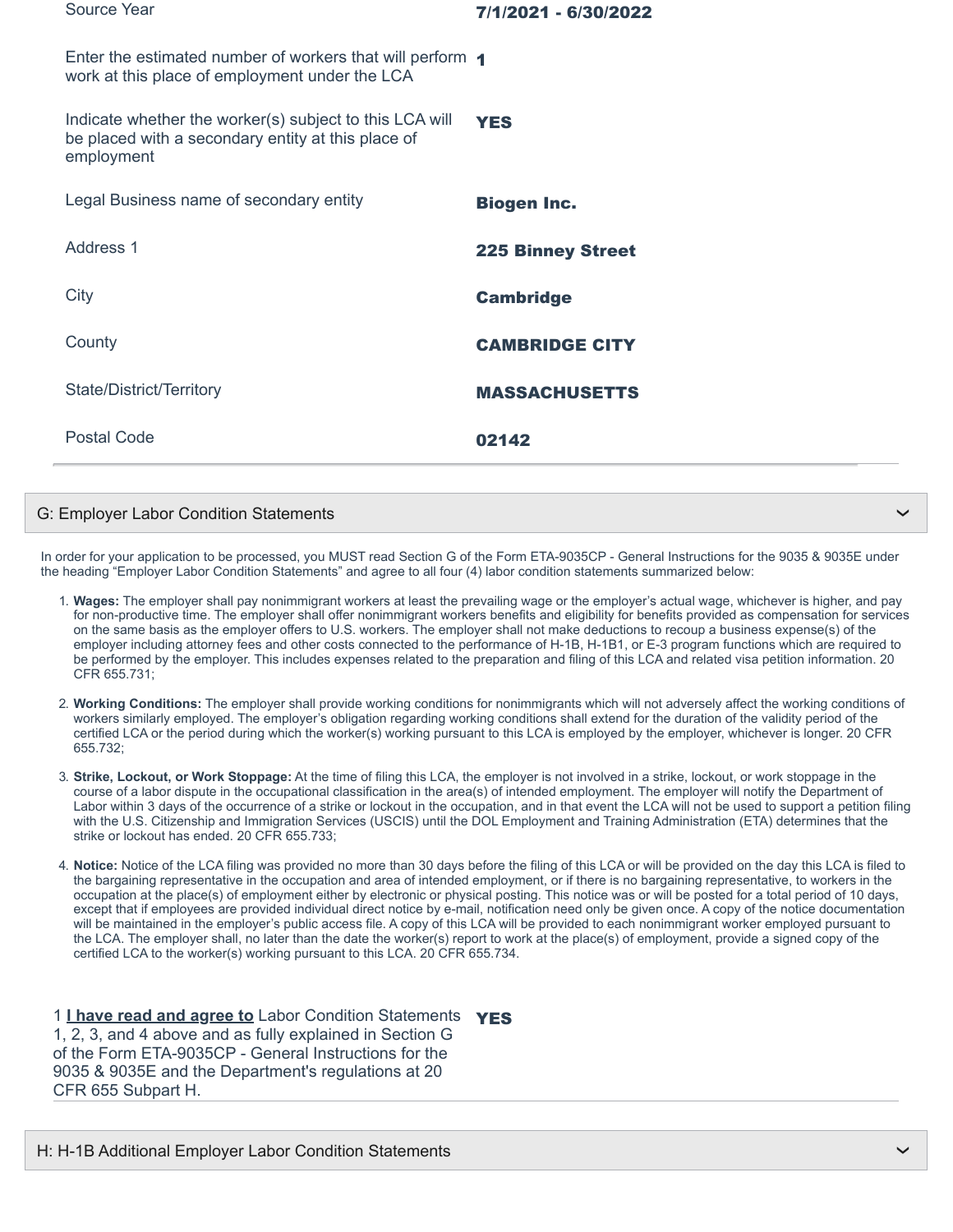| | |
|---|---|
| Source Year | **7/1/2021 - 6/30/2022** |
| Enter the estimated number of workers that will perform work at this place of employment under the LCA | **1** |
| Indicate whether the worker(s) subject to this LCA will be placed with a secondary entity at this place of employment | **YES** |
| Legal Business name of secondary entity | **Biogen Inc.** |
| Address 1 | **225 Binney Street** |
| City | **Cambridge** |
| County | **CAMBRIDGE CITY** |
| State/District/Territory | **MASSACHUSETTS** |
| Postal Code | **02142** |

## G: Employer Labor Condition Statements

In order for your application to be processed, you MUST read Section G of the Form ETA-9035CP - General Instructions for the 9035 & 9035E under the heading "Employer Labor Condition Statements" and agree to all four (4) labor condition statements summarized below:

1. **Wages:** The employer shall pay nonimmigrant workers at least the prevailing wage or the employer's actual wage, whichever is higher, and pay for non-productive time. The employer shall offer nonimmigrant workers benefits and eligibility for benefits provided as compensation for services on the same basis as the employer offers to U.S. workers. The employer shall not make deductions to recoup a business expense(s) of the employer including attorney fees and other costs connected to the performance of H-1B, H-1B1, or E-3 program functions which are required to be performed by the employer. This includes expenses related to the preparation and filing of this LCA and related visa petition information. 20 CFR 655.731;
2. **Working Conditions:** The employer shall provide working conditions for nonimmigrants which will not adversely affect the working conditions of workers similarly employed. The employer's obligation regarding working conditions shall extend for the duration of the validity period of the certified LCA or the period during which the worker(s) working pursuant to this LCA is employed by the employer, whichever is longer. 20 CFR 655.732;
3. **Strike, Lockout, or Work Stoppage:** At the time of filing this LCA, the employer is not involved in a strike, lockout, or work stoppage in the course of a labor dispute in the occupational classification in the area(s) of intended employment. The employer will notify the Department of Labor within 3 days of the occurrence of a strike or lockout in the occupation, and in that event the LCA will not be used to support a petition filing with the U.S. Citizenship and Immigration Services (USCIS) until the DOL Employment and Training Administration (ETA) determines that the strike or lockout has ended. 20 CFR 655.733;
4. **Notice:** Notice of the LCA filing was provided no more than 30 days before the filing of this LCA or will be provided on the day this LCA is filed to the bargaining representative in the occupation and area of intended employment, or if there is no bargaining representative, to workers in the occupation at the place(s) of employment either by electronic or physical posting. This notice was or will be posted for a total period of 10 days, except that if employees are provided individual direct notice by e-mail, notification need only be given once. A copy of the notice documentation will be maintained in the employer's public access file. A copy of this LCA will be provided to each nonimmigrant worker employed pursuant to the LCA. The employer shall, no later than the date the worker(s) report to work at the place(s) of employment, provide a signed copy of the certified LCA to the worker(s) working pursuant to this LCA. 20 CFR 655.734.

| | |
|---|---|
| 1 **I have read and agree to** Labor Condition Statements 1, 2, 3, and 4 above and as fully explained in Section G of the Form ETA-9035CP - General Instructions for the 9035 & 9035E and the Department's regulations at 20 CFR 655 Subpart H. | **YES** |

## H: H-1B Additional Employer Labor Condition Statements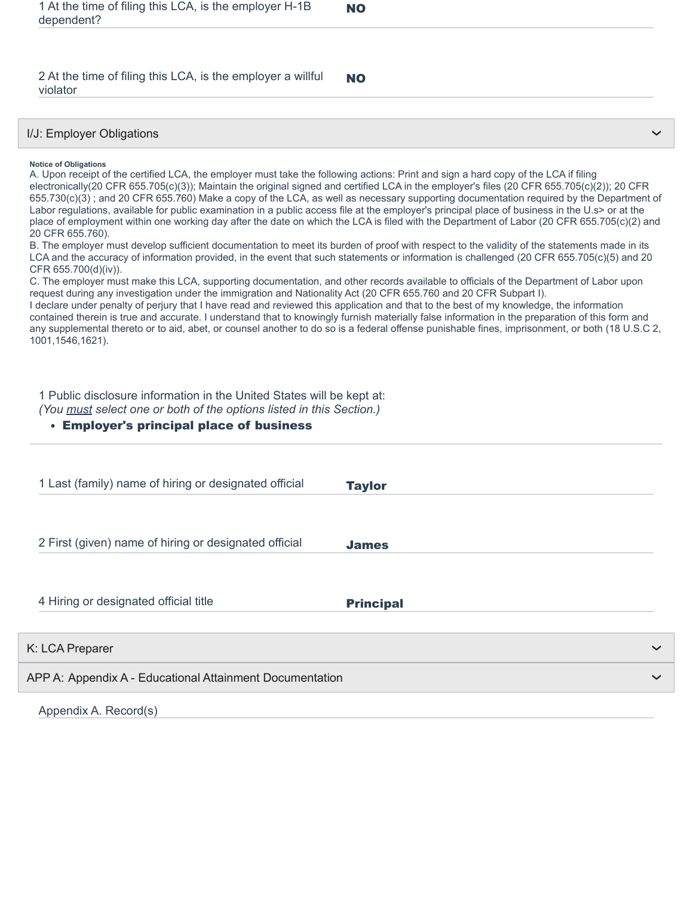1 At the time of filing this LCA, is the employer H-1B dependent? **NO**

2 At the time of filing this LCA, is the employer a willful violator **NO**

## I/J: Employer Obligations

**Notice of Obligations**

A. Upon receipt of the certified LCA, the employer must take the following actions: Print and sign a hard copy of the LCA if filing electronically(20 CFR 655.705(c)(3)); Maintain the original signed and certified LCA in the employer's files (20 CFR 655.705(c)(2)); 20 CFR 655.730(c)(3) ; and 20 CFR 655.760) Make a copy of the LCA, as well as necessary supporting documentation required by the Department of Labor regulations, available for public examination in a public access file at the employer's principal place of business in the U.s> or at the place of employment within one working day after the date on which the LCA is filed with the Department of Labor (20 CFR 655.705(c)(2) and 20 CFR 655.760).

B. The employer must develop sufficient documentation to meet its burden of proof with respect to the validity of the statements made in its LCA and the accuracy of information provided, in the event that such statements or information is challenged (20 CFR 655.705(c)(5) and 20 CFR 655.700(d)(iv)).

C. The employer must make this LCA, supporting documentation, and other records available to officials of the Department of Labor upon request during any investigation under the immigration and Nationality Act (20 CFR 655.760 and 20 CFR Subpart I).

I declare under penalty of perjury that I have read and reviewed this application and that to the best of my knowledge, the information contained therein is true and accurate. I understand that to knowingly furnish materially false information in the preparation of this form and any supplemental thereto or to aid, abet, or counsel another to do so is a federal offense punishable fines, imprisonment, or both (18 U.S.C 2, 1001,1546,1621).

1 Public disclosure information in the United States will be kept at:
*(You must select one or both of the options listed in this Section.)*

- **Employer's principal place of business**

1 Last (family) name of hiring or designated official **Taylor**

2 First (given) name of hiring or designated official **James**

4 Hiring or designated official title **Principal**

## K: LCA Preparer

## APP A: Appendix A - Educational Attainment Documentation

Appendix A. Record(s)